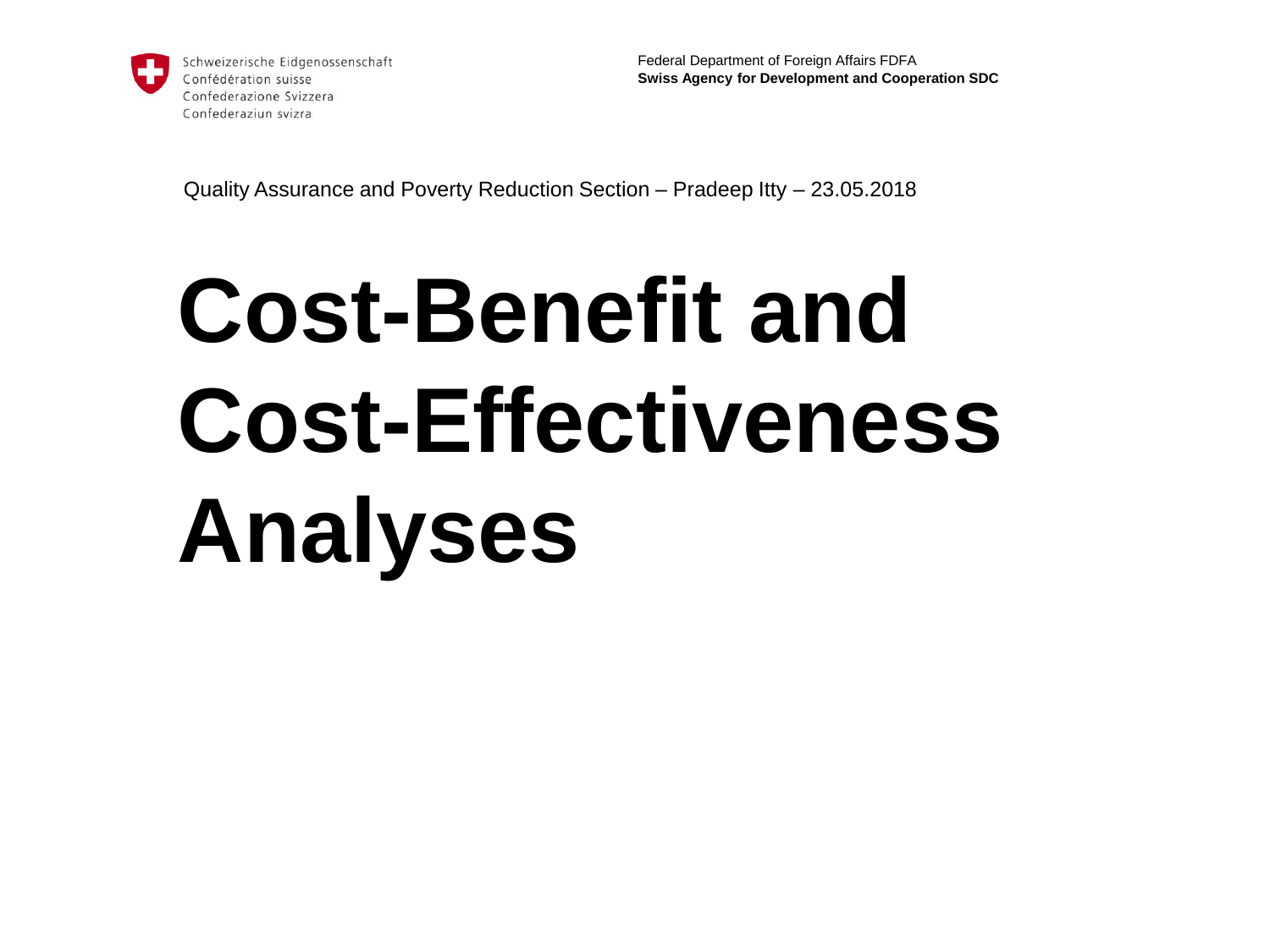Schweizerische Eidgenossenschaft
Confédération suisse
Confederazione Svizzera
Confederaziun svizra

Federal Department of Foreign Affairs FDFA
**Swiss Agency for Development and Cooperation SDC**

Quality Assurance and Poverty Reduction Section – Pradeep Itty – 23.05.2018

# Cost-Benefit and Cost-Effectiveness Analyses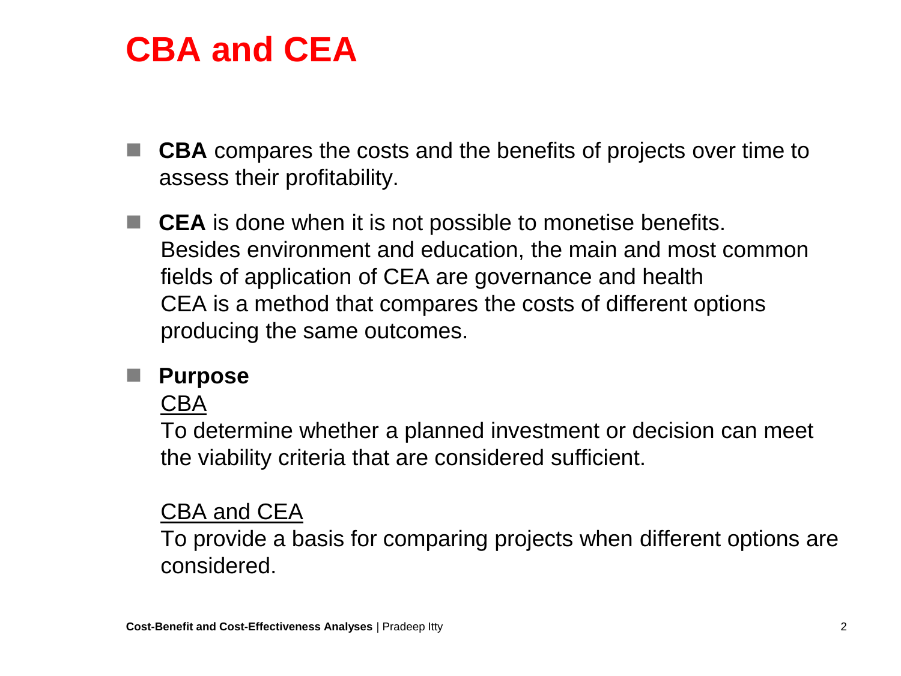# CBA and CEA

- **CBA** compares the costs and the benefits of projects over time to assess their profitability.

- **CEA** is done when it is not possible to monetise benefits. Besides environment and education, the main and most common fields of application of CEA are governance and health
  CEA is a method that compares the costs of different options producing the same outcomes.

- **Purpose**

  <u>CBA</u>

  To determine whether a planned investment or decision can meet the viability criteria that are considered sufficient.

  <u>CBA and CEA</u>

  To provide a basis for comparing projects when different options are considered.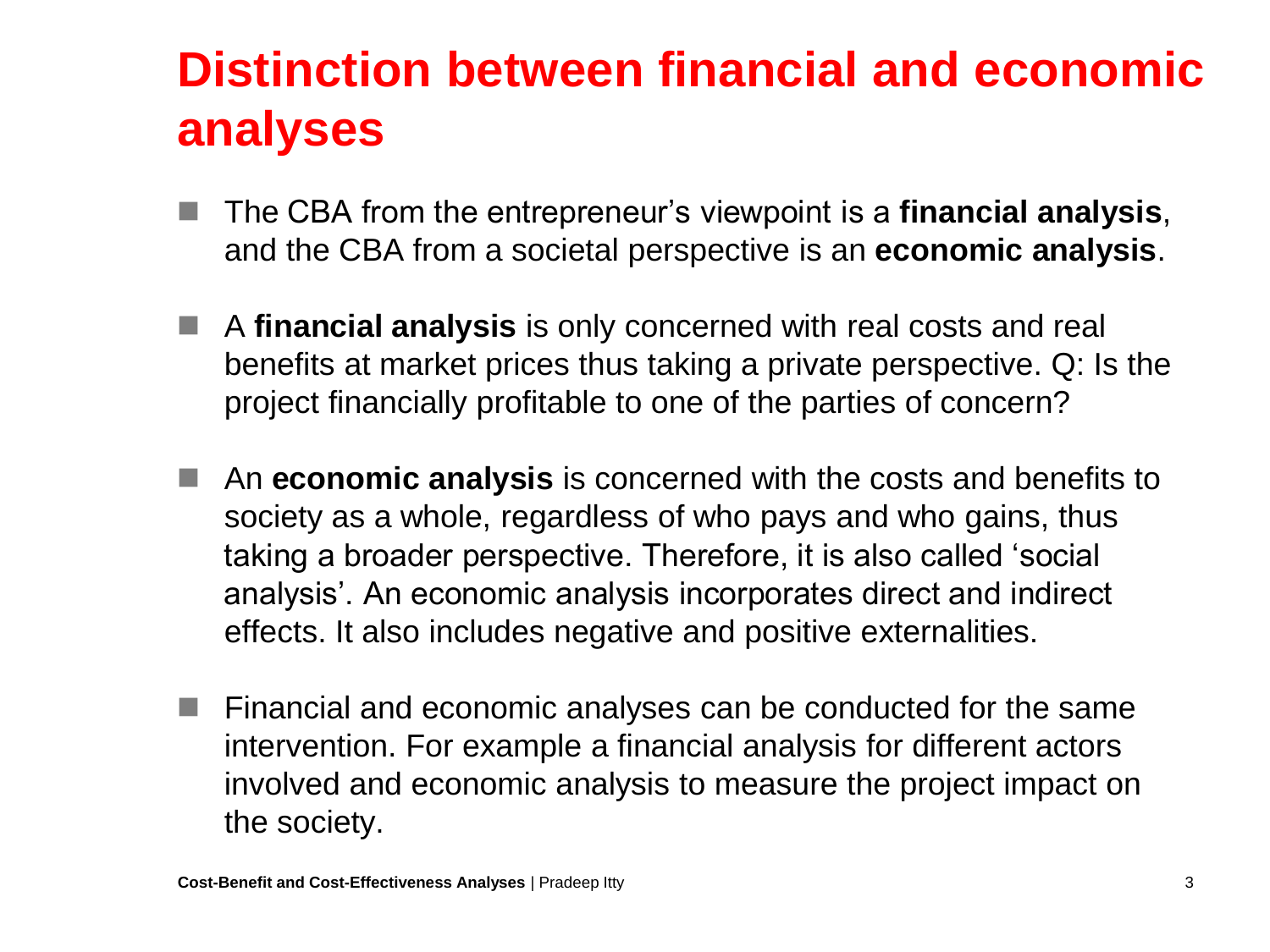# Distinction between financial and economic analyses

- The CBA from the entrepreneur's viewpoint is a **financial analysis**, and the CBA from a societal perspective is an **economic analysis**.
- A **financial analysis** is only concerned with real costs and real benefits at market prices thus taking a private perspective. Q: Is the project financially profitable to one of the parties of concern?
- An **economic analysis** is concerned with the costs and benefits to society as a whole, regardless of who pays and who gains, thus taking a broader perspective. Therefore, it is also called 'social analysis'. An economic analysis incorporates direct and indirect effects. It also includes negative and positive externalities.
- Financial and economic analyses can be conducted for the same intervention. For example a financial analysis for different actors involved and economic analysis to measure the project impact on the society.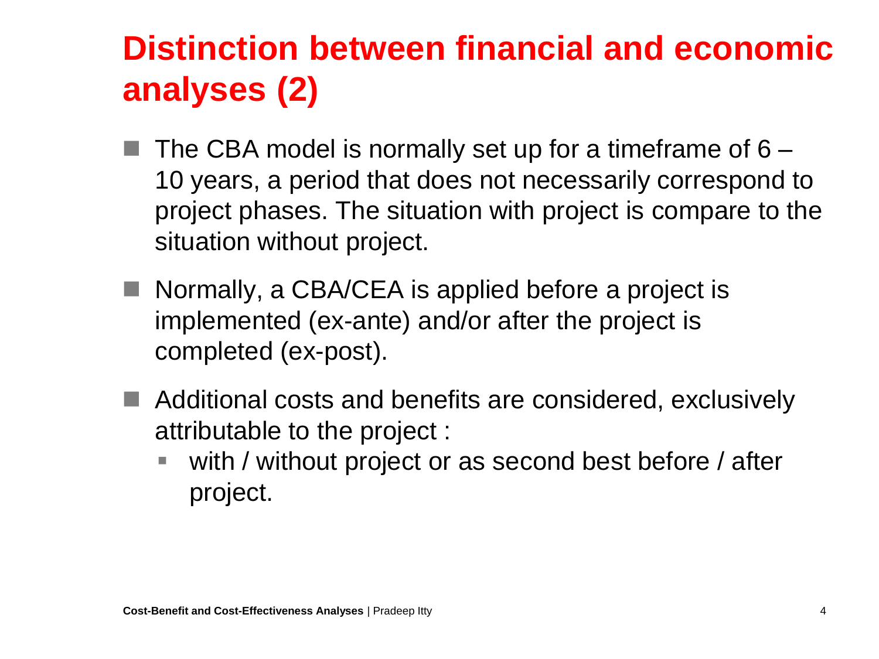# Distinction between financial and economic analyses (2)

- The CBA model is normally set up for a timeframe of 6 – 10 years, a period that does not necessarily correspond to project phases. The situation with project is compare to the situation without project.
- Normally, a CBA/CEA is applied before a project is implemented (ex-ante) and/or after the project is completed (ex-post).
- Additional costs and benefits are considered, exclusively attributable to the project :
  - with / without project or as second best before / after project.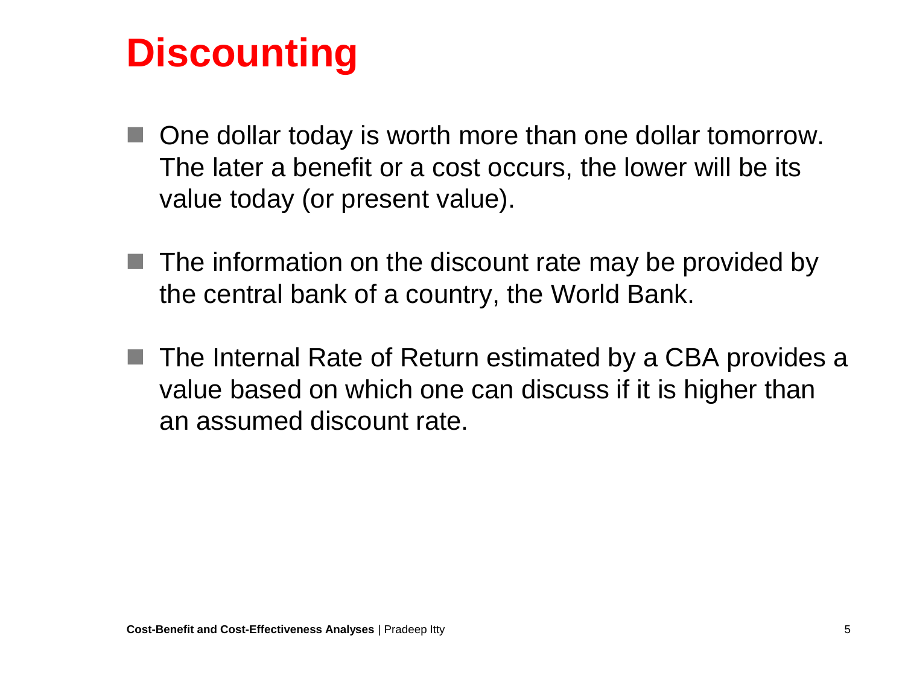# Discounting

- One dollar today is worth more than one dollar tomorrow. The later a benefit or a cost occurs, the lower will be its value today (or present value).

- The information on the discount rate may be provided by the central bank of a country, the World Bank.

- The Internal Rate of Return estimated by a CBA provides a value based on which one can discuss if it is higher than an assumed discount rate.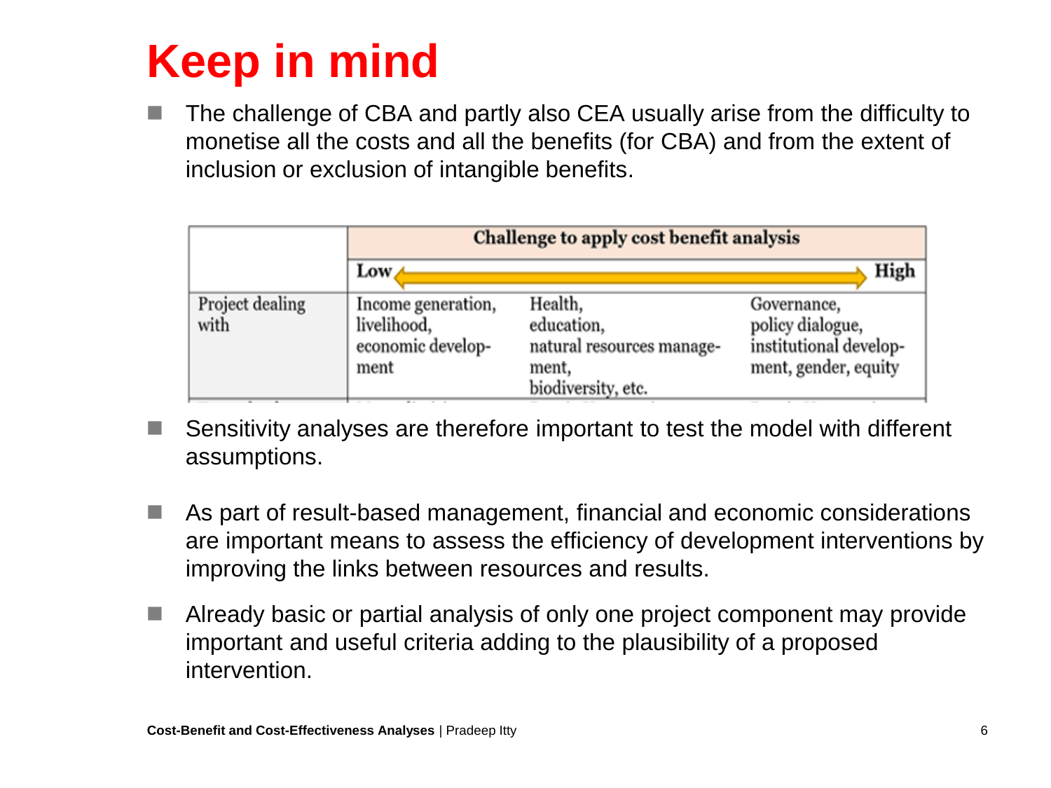# Keep in mind

- The challenge of CBA and partly also CEA usually arise from the difficulty to monetise all the costs and all the benefits (for CBA) and from the extent of inclusion or exclusion of intangible benefits.

| | Challenge to apply cost benefit analysis | | |
|---|---|---|---|
| | Low ⟷ High | | |
| Project dealing with | Income generation, livelihood, economic development | Health, education, natural resources management, biodiversity, etc. | Governance, policy dialogue, institutional development, gender, equity |

- Sensitivity analyses are therefore important to test the model with different assumptions.
- As part of result-based management, financial and economic considerations are important means to assess the efficiency of development interventions by improving the links between resources and results.
- Already basic or partial analysis of only one project component may provide important and useful criteria adding to the plausibility of a proposed intervention.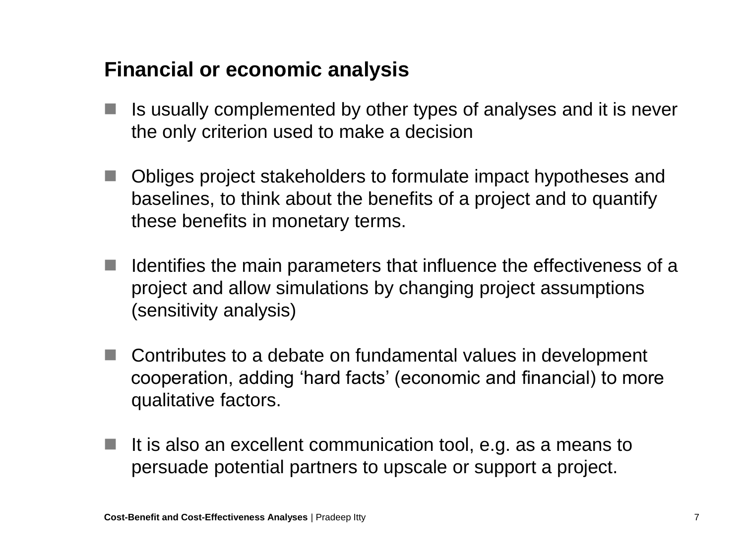## Financial or economic analysis

- Is usually complemented by other types of analyses and it is never the only criterion used to make a decision

- Obliges project stakeholders to formulate impact hypotheses and baselines, to think about the benefits of a project and to quantify these benefits in monetary terms.

- Identifies the main parameters that influence the effectiveness of a project and allow simulations by changing project assumptions (sensitivity analysis)

- Contributes to a debate on fundamental values in development cooperation, adding ‘hard facts’ (economic and financial) to more qualitative factors.

- It is also an excellent communication tool, e.g. as a means to persuade potential partners to upscale or support a project.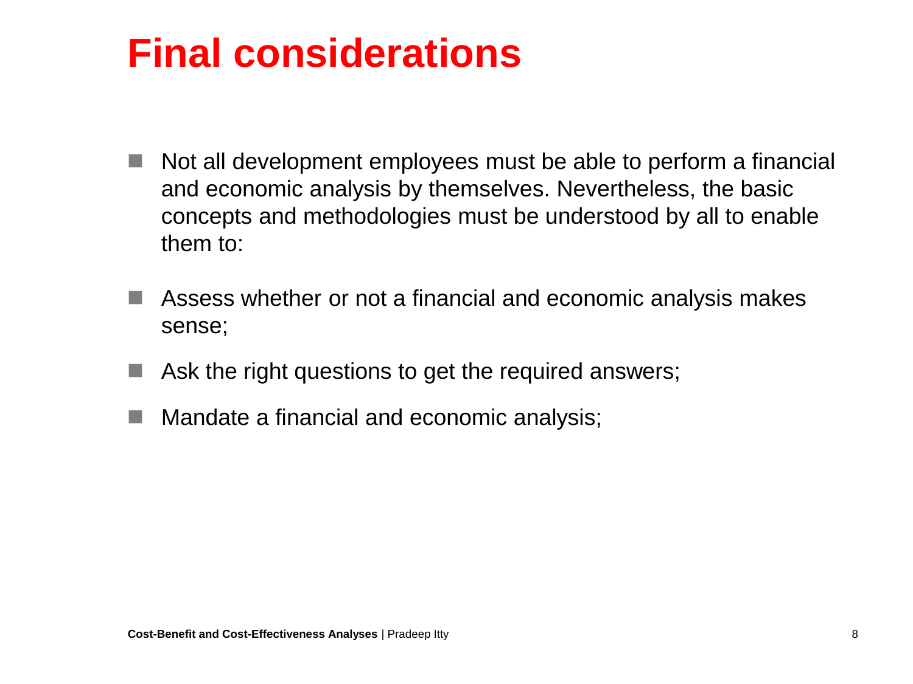# Final considerations

- Not all development employees must be able to perform a financial and economic analysis by themselves. Nevertheless, the basic concepts and methodologies must be understood by all to enable them to:
- Assess whether or not a financial and economic analysis makes sense;
- Ask the right questions to get the required answers;
- Mandate a financial and economic analysis;